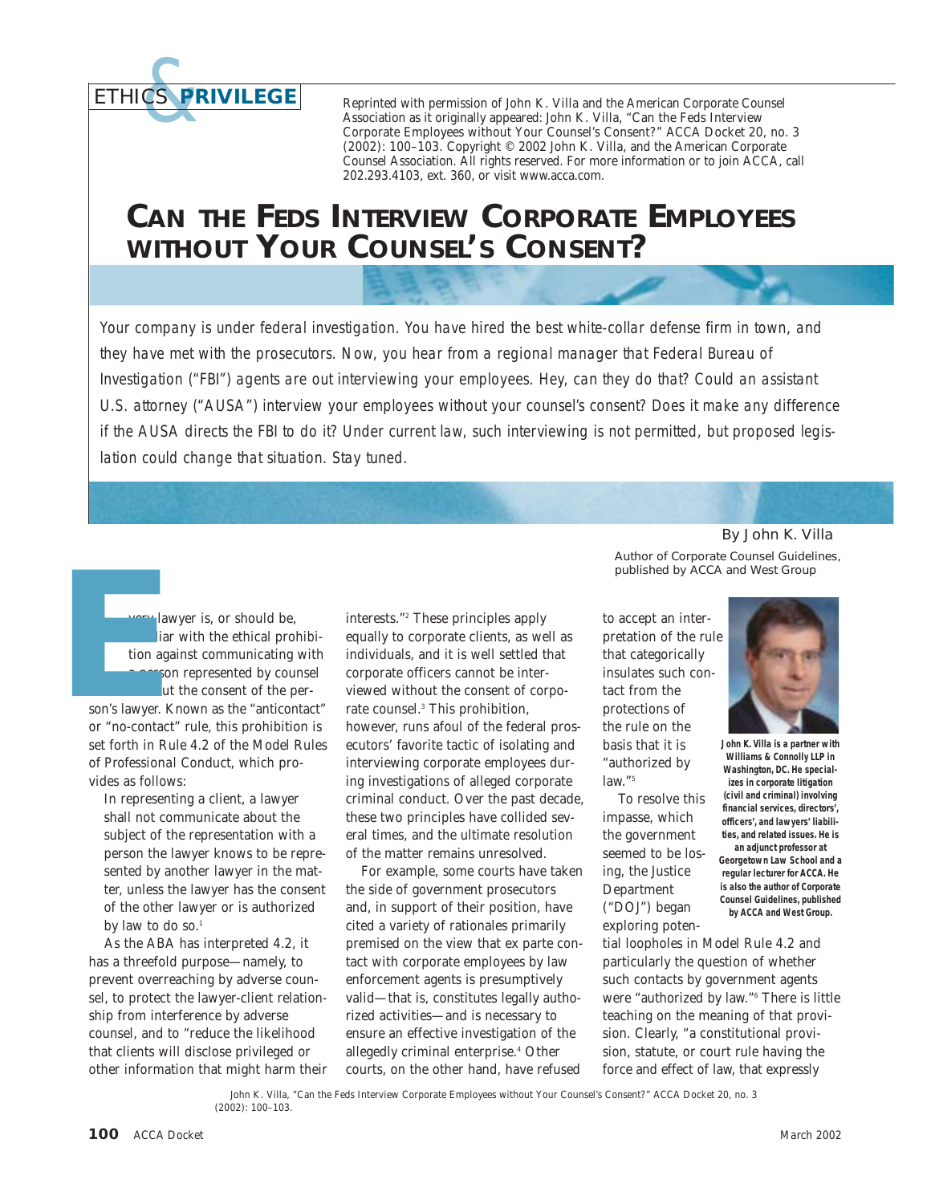ETHICS & PRIVILEGE

Reprinted with permission of John K. Villa and the American Corporate Counsel Association as it originally appeared: John K. Villa, "Can the Feds Interview Corporate Employees without Your Counsel's Consent?" ACCA Docket 20, no. 3 (2002): 100–103. Copyright © 2002 John K. Villa, and the American Corporate Counsel Association. All rights reserved. For more information or to join ACCA, call 202.293.4103, ext. 360, or visit www.acca.com.

# CAN THE FEDS INTERVIEW CORPORATE EMPLOYEES WITHOUT YOUR COUNSEL'S CONSENT?

*Your company is under federal investigation. You have hired the best white-collar defense firm in town, and they have met with the prosecutors. Now, you hear from a regional manager that Federal Bureau of Investigation ("FBI") agents are out interviewing your employees. Hey, can they do that? Could an assistant U.S. attorney ("AUSA") interview your employees without your counsel's consent? Does it make any difference if the AUSA directs the FBI to do it? Under current law, such interviewing is not permitted, but proposed legislation could change that situation. Stay tuned.*

By John K. Villa

Author of Corporate Counsel Guidelines, published by ACCA and West Group

**John K. Villa is a partner with Williams & Connolly LLP in Washington, DC. He specializes in corporate litigation (civil and criminal) involving financial services, directors', officers', and lawyers' liabilities, and related issues. He is an adjunct professor at Georgetown Law School and a regular lecturer for ACCA. He is also the author of Corporate Counsel Guidelines, published by ACCA and West Group.**

Every lawyer is, or should be, familiar with the ethical prohibition against communicating with a person represented by counsel without the consent of the person's lawyer. Known as the "anticontact" or "no-contact" rule, this prohibition is set forth in Rule 4.2 of the Model Rules of Professional Conduct, which provides as follows:

> In representing a client, a lawyer shall not communicate about the subject of the representation with a person the lawyer knows to be represented by another lawyer in the matter, unless the lawyer has the consent of the other lawyer or is authorized by law to do so.[1]

As the ABA has interpreted 4.2, it has a threefold purpose—namely, to prevent overreaching by adverse counsel, to protect the lawyer-client relationship from interference by adverse counsel, and to "reduce the likelihood that clients will disclose privileged or other information that might harm their interests."[2] These principles apply equally to corporate clients, as well as individuals, and it is well settled that corporate officers cannot be interviewed without the consent of corporate counsel.[3] This prohibition, however, runs afoul of the federal prosecutors' favorite tactic of isolating and interviewing corporate employees during investigations of alleged corporate criminal conduct. Over the past decade, these two principles have collided several times, and the ultimate resolution of the matter remains unresolved.

For example, some courts have taken the side of government prosecutors and, in support of their position, have cited a variety of rationales primarily premised on the view that ex parte contact with corporate employees by law enforcement agents is presumptively valid—that is, constitutes legally authorized activities—and is necessary to ensure an effective investigation of the allegedly criminal enterprise.[4] Other courts, on the other hand, have refused to accept an interpretation of the rule that categorically insulates such contact from the protections of the rule on the basis that it is "authorized by law."[5]

To resolve this impasse, which the government seemed to be losing, the Justice Department ("DOJ") began exploring potential loopholes in Model Rule 4.2 and particularly the question of whether such contacts by government agents were "authorized by law."[6] There is little teaching on the meaning of that provision. Clearly, "a constitutional provision, statute, or court rule having the force and effect of law, that expressly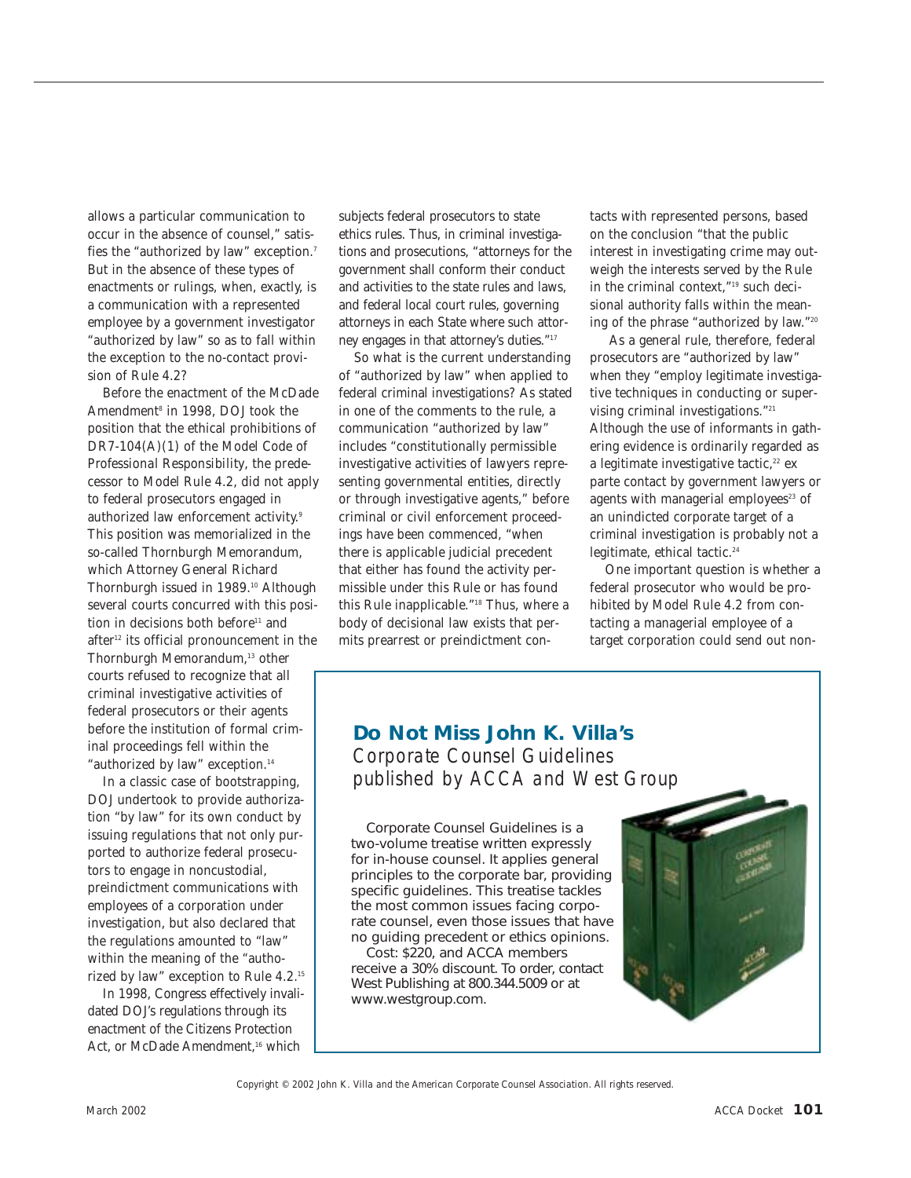allows a particular communication to occur in the absence of counsel," satisfies the "authorized by law" exception.[7] But in the absence of these types of enactments or rulings, when, exactly, is a communication with a represented employee by a government investigator "authorized by law" so as to fall within the exception to the no-contact provision of Rule 4.2?

Before the enactment of the McDade Amendment[8] in 1998, DOJ took the position that the ethical prohibitions of DR7-104(A)(1) of the Model Code of Professional Responsibility, the predecessor to Model Rule 4.2, did not apply to federal prosecutors engaged in authorized law enforcement activity.[9] This position was memorialized in the so-called Thornburgh Memorandum, which Attorney General Richard Thornburgh issued in 1989.[10] Although several courts concurred with this position in decisions both before[11] and after[12] its official pronouncement in the Thornburgh Memorandum,[13] other courts refused to recognize that all criminal investigative activities of federal prosecutors or their agents before the institution of formal criminal proceedings fell within the "authorized by law" exception.[14]

In a classic case of bootstrapping, DOJ undertook to provide authorization "by law" for its own conduct by issuing regulations that not only purported to authorize federal prosecutors to engage in noncustodial, preindictment communications with employees of a corporation under investigation, but also declared that the regulations amounted to "law" within the meaning of the "authorized by law" exception to Rule 4.2.[15]

In 1998, Congress effectively invalidated DOJ's regulations through its enactment of the Citizens Protection Act, or McDade Amendment,[16] which subjects federal prosecutors to state ethics rules. Thus, in criminal investigations and prosecutions, "attorneys for the government shall conform their conduct and activities to the state rules and laws, and federal local court rules, governing attorneys in each State where such attorney engages in that attorney's duties."[17]

So what is the current understanding of "authorized by law" when applied to federal criminal investigations? As stated in one of the comments to the rule, a communication "authorized by law" includes "constitutionally permissible investigative activities of lawyers representing governmental entities, directly or through investigative agents," before criminal or civil enforcement proceedings have been commenced, "when there is applicable judicial precedent that either has found the activity permissible under this Rule or has found this Rule inapplicable."[18] Thus, where a body of decisional law exists that permits prearrest or preindictment contacts with represented persons, based on the conclusion "that the public interest in investigating crime may outweigh the interests served by the Rule in the criminal context,"[19] such decisional authority falls within the meaning of the phrase "authorized by law."[20]

As a general rule, therefore, federal prosecutors are "authorized by law" when they "employ legitimate investigative techniques in conducting or supervising criminal investigations."[21] Although the use of informants in gathering evidence is ordinarily regarded as a legitimate investigative tactic,[22] ex parte contact by government lawyers or agents with managerial employees[23] of an unindicted corporate target of a criminal investigation is probably not a legitimate, ethical tactic.[24]

One important question is whether a federal prosecutor who would be prohibited by Model Rule 4.2 from contacting a managerial employee of a target corporation could send out non-

## Do Not Miss John K. Villa's

*Corporate Counsel Guidelines published by ACCA and West Group*

Corporate Counsel Guidelines is a two-volume treatise written expressly for in-house counsel. It applies general principles to the corporate bar, providing specific guidelines. This treatise tackles the most common issues facing corporate counsel, even those issues that have no guiding precedent or ethics opinions.

Cost: $220, and ACCA members receive a 30% discount. To order, contact West Publishing at 800.344.5009 or at www.westgroup.com.

Copyright © 2002 John K. Villa and the American Corporate Counsel Association. All rights reserved.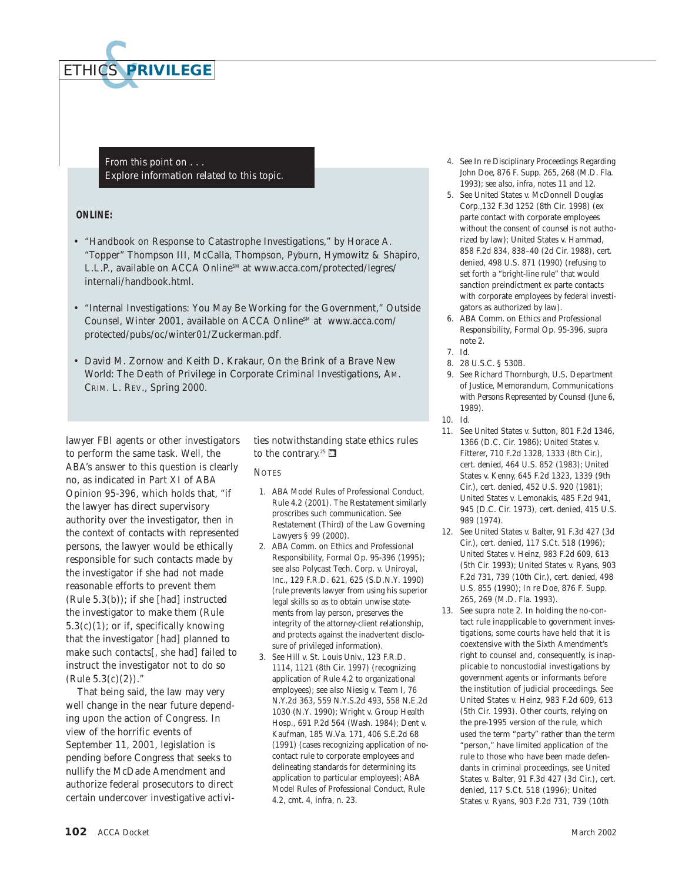From this point on . . .
Explore information related to this topic.

**ONLINE:**

- "Handbook on Response to Catastrophe Investigations," by Horace A. "Topper" Thompson III, McCalla, Thompson, Pyburn, Hymowitz & Shapiro, L.L.P., available on ACCA Online℠ at www.acca.com/protected/legres/internali/handbook.html.
- "Internal Investigations: You May Be Working for the Government," Outside Counsel, Winter 2001, available on ACCA Online℠ at www.acca.com/protected/pubs/oc/winter01/Zuckerman.pdf.
- David M. Zornow and Keith D. Krakaur, *On the Brink of a Brave New World: The Death of Privilege in Corporate Criminal Investigations*, AM. CRIM. L. REV., Spring 2000.

lawyer FBI agents or other investigators to perform the same task. Well, the ABA's answer to this question is clearly no, as indicated in Part XI of ABA Opinion 95-396, which holds that, "if the lawyer has direct supervisory authority over the investigator, then in the context of contacts with represented persons, the lawyer would be ethically responsible for such contacts made by the investigator if she had not made reasonable efforts to prevent them (Rule 5.3(b)); if she [had] instructed the investigator to make them (Rule 5.3(c)(1); or if, specifically knowing that the investigator [had] planned to make such contacts[, she had] failed to instruct the investigator not to do so (Rule 5.3(c)(2))."

That being said, the law may very well change in the near future depending upon the action of Congress. In view of the horrific events of September 11, 2001, legislation is pending before Congress that seeks to nullify the McDade Amendment and authorize federal prosecutors to direct certain undercover investigative activities notwithstanding state ethics rules to the contrary.[25]

NOTES

1. ABA Model Rules of Professional Conduct, Rule 4.2 (2001). The Restatement similarly proscribes such communication. See Restatement (Third) of the Law Governing Lawyers § 99 (2000).
2. ABA Comm. on Ethics and Professional Responsibility, Formal Op. 95-396 (1995); see also Polycast Tech. Corp. v. Uniroyal, Inc., 129 F.R.D. 621, 625 (S.D.N.Y. 1990) (rule prevents lawyer from using his superior legal skills so as to obtain unwise statements from lay person, preserves the integrity of the attorney-client relationship, and protects against the inadvertent disclosure of privileged information).
3. See Hill v. St. Louis Univ., 123 F.R.D. 1114, 1121 (8th Cir. 1997) (recognizing application of Rule 4.2 to organizational employees); see also Niesig v. Team I, 76 N.Y.2d 363, 559 N.Y.S.2d 493, 558 N.E.2d 1030 (N.Y. 1990); Wright v. Group Health Hosp., 691 P.2d 564 (Wash. 1984); Dent v. Kaufman, 185 W.Va. 171, 406 S.E.2d 68 (1991) (cases recognizing application of no-contact rule to corporate employees and delineating standards for determining its application to particular employees); ABA Model Rules of Professional Conduct, Rule 4.2, cmt. 4, infra, n. 23.
4. See In re Disciplinary Proceedings Regarding John Doe, 876 F. Supp. 265, 268 (M.D. Fla. 1993); see also, infra, notes 11 and 12.
5. See United States v. McDonnell Douglas Corp.,132 F.3d 1252 (8th Cir. 1998) (ex parte contact with corporate employees without the consent of counsel is not authorized by law); United States v. Hammad, 858 F.2d 834, 838–40 (2d Cir. 1988), cert. denied, 498 U.S. 871 (1990) (refusing to set forth a "bright-line rule" that would sanction preindictment ex parte contacts with corporate employees by federal investigators as authorized by law).
6. ABA Comm. on Ethics and Professional Responsibility, Formal Op. 95-396, supra note 2.
7. Id.
8. 28 U.S.C. § 530B.
9. See Richard Thornburgh, U.S. Department of Justice, Memorandum, Communications with Persons Represented by Counsel (June 6, 1989).
10. Id.
11. See United States v. Sutton, 801 F.2d 1346, 1366 (D.C. Cir. 1986); United States v. Fitterer, 710 F.2d 1328, 1333 (8th Cir.), cert. denied, 464 U.S. 852 (1983); United States v. Kenny, 645 F.2d 1323, 1339 (9th Cir.), cert. denied, 452 U.S. 920 (1981); United States v. Lemonakis, 485 F.2d 941, 945 (D.C. Cir. 1973), cert. denied, 415 U.S. 989 (1974).
12. See United States v. Balter, 91 F.3d 427 (3d Cir.), cert. denied, 117 S.Ct. 518 (1996); United States v. Heinz, 983 F.2d 609, 613 (5th Cir. 1993); United States v. Ryans, 903 F.2d 731, 739 (10th Cir.), cert. denied, 498 U.S. 855 (1990); In re Doe, 876 F. Supp. 265, 269 (M.D. Fla. 1993).
13. See supra note 2. In holding the no-contact rule inapplicable to government investigations, some courts have held that it is coextensive with the Sixth Amendment's right to counsel and, consequently, is inapplicable to noncustodial investigations by government agents or informants before the institution of judicial proceedings. See United States v. Heinz, 983 F.2d 609, 613 (5th Cir. 1993). Other courts, relying on the pre-1995 version of the rule, which used the term "party" rather than the term "person," have limited application of the rule to those who have been made defendants in criminal proceedings, see United States v. Balter, 91 F.3d 427 (3d Cir.), cert. denied, 117 S.Ct. 518 (1996); United States v. Ryans, 903 F.2d 731, 739 (10th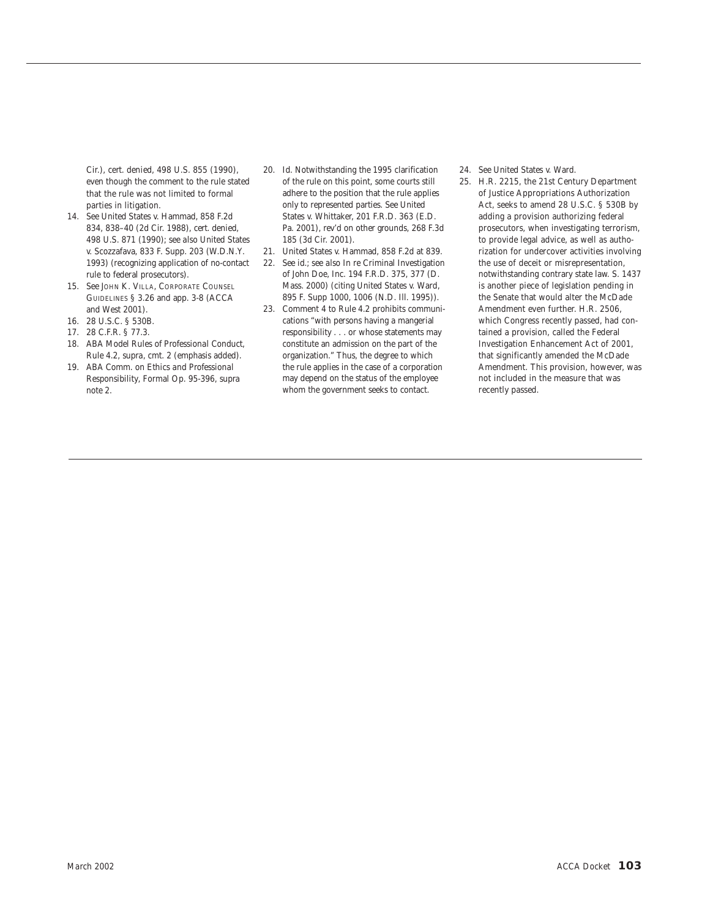Cir.), cert. denied, 498 U.S. 855 (1990), even though the comment to the rule stated that the rule was not limited to formal parties in litigation.

14. See United States v. Hammad, 858 F.2d 834, 838–40 (2d Cir. 1988), cert. denied, 498 U.S. 871 (1990); see also United States v. Scozzafava, 833 F. Supp. 203 (W.D.N.Y. 1993) (recognizing application of no-contact rule to federal prosecutors).
15. See JOHN K. VILLA, CORPORATE COUNSEL GUIDELINES § 3.26 and app. 3-8 (ACCA and West 2001).
16. 28 U.S.C. § 530B.
17. 28 C.F.R. § 77.3.
18. ABA Model Rules of Professional Conduct, Rule 4.2, supra, cmt. 2 (emphasis added).
19. ABA Comm. on Ethics and Professional Responsibility, Formal Op. 95-396, supra note 2.
20. Id. Notwithstanding the 1995 clarification of the rule on this point, some courts still adhere to the position that the rule applies only to represented parties. See United States v. Whittaker, 201 F.R.D. 363 (E.D. Pa. 2001), rev'd on other grounds, 268 F.3d 185 (3d Cir. 2001).
21. United States v. Hammad, 858 F.2d at 839.
22. See id.; see also In re Criminal Investigation of John Doe, Inc. 194 F.R.D. 375, 377 (D. Mass. 2000) (citing United States v. Ward, 895 F. Supp 1000, 1006 (N.D. Ill. 1995)).
23. Comment 4 to Rule 4.2 prohibits communications "with persons having a mangerial responsibility . . . or whose statements may constitute an admission on the part of the organization." Thus, the degree to which the rule applies in the case of a corporation may depend on the status of the employee whom the government seeks to contact.
24. See United States v. Ward.
25. H.R. 2215, the 21st Century Department of Justice Appropriations Authorization Act, seeks to amend 28 U.S.C. § 530B by adding a provision authorizing federal prosecutors, when investigating terrorism, to provide legal advice, as well as authorization for undercover activities involving the use of deceit or misrepresentation, notwithstanding contrary state law. S. 1437 is another piece of legislation pending in the Senate that would alter the McDade Amendment even further. H.R. 2506, which Congress recently passed, had contained a provision, called the Federal Investigation Enhancement Act of 2001, that significantly amended the McDade Amendment. This provision, however, was not included in the measure that was recently passed.